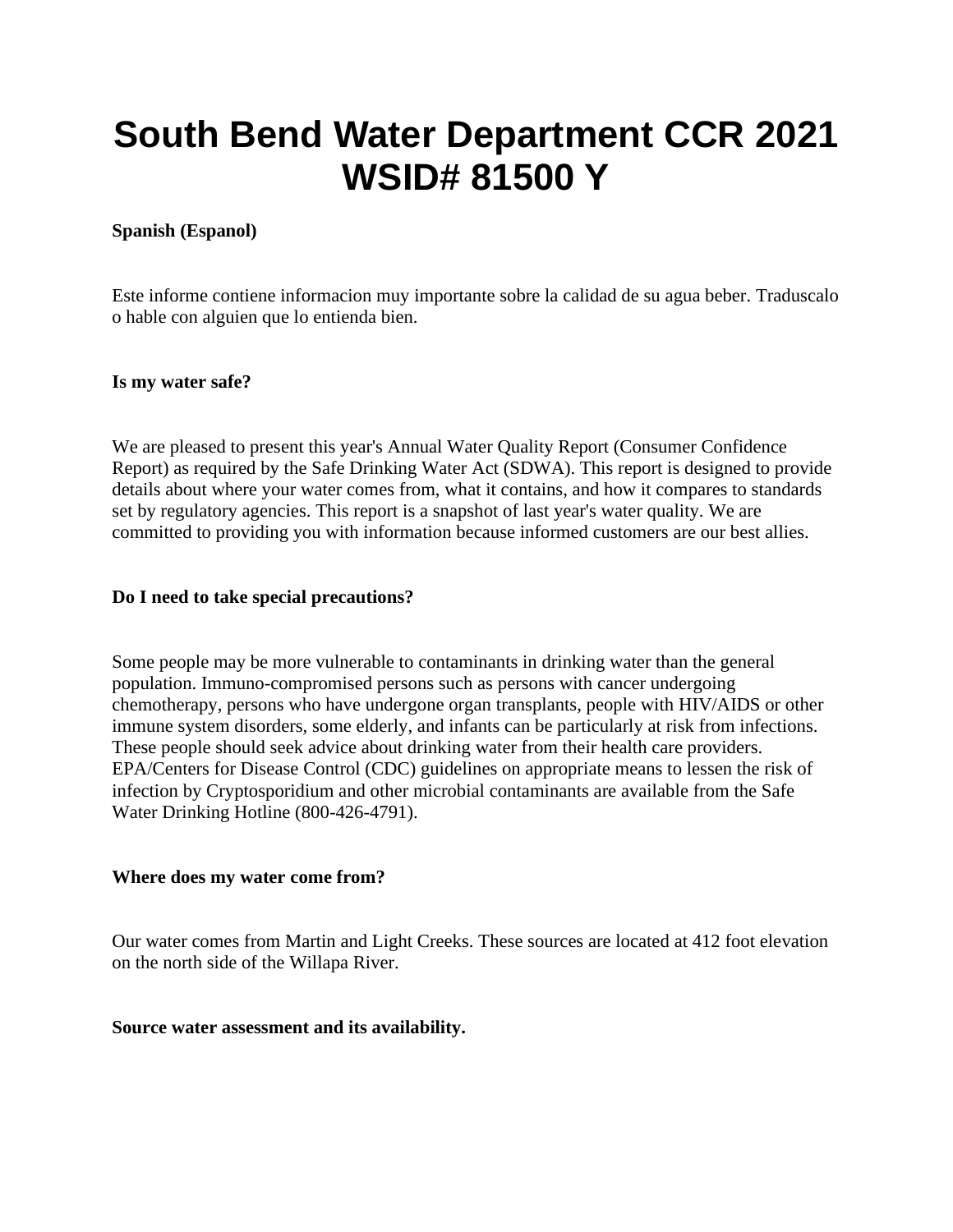# South Bend Water Department CCR 2021 WSID# 81500 Y

**Spanish (Espanol)**

Este informe contiene informacion muy importante sobre la calidad de su agua beber. Traduscalo o hable con alguien que lo entienda bien.

**Is my water safe?**

We are pleased to present this year's Annual Water Quality Report (Consumer Confidence Report) as required by the Safe Drinking Water Act (SDWA). This report is designed to provide details about where your water comes from, what it contains, and how it compares to standards set by regulatory agencies. This report is a snapshot of last year's water quality. We are committed to providing you with information because informed customers are our best allies.

**Do I need to take special precautions?**

Some people may be more vulnerable to contaminants in drinking water than the general population. Immuno-compromised persons such as persons with cancer undergoing chemotherapy, persons who have undergone organ transplants, people with HIV/AIDS or other immune system disorders, some elderly, and infants can be particularly at risk from infections. These people should seek advice about drinking water from their health care providers. EPA/Centers for Disease Control (CDC) guidelines on appropriate means to lessen the risk of infection by Cryptosporidium and other microbial contaminants are available from the Safe Water Drinking Hotline (800-426-4791).

**Where does my water come from?**

Our water comes from Martin and Light Creeks. These sources are located at 412 foot elevation on the north side of the Willapa River.

**Source water assessment and its availability.**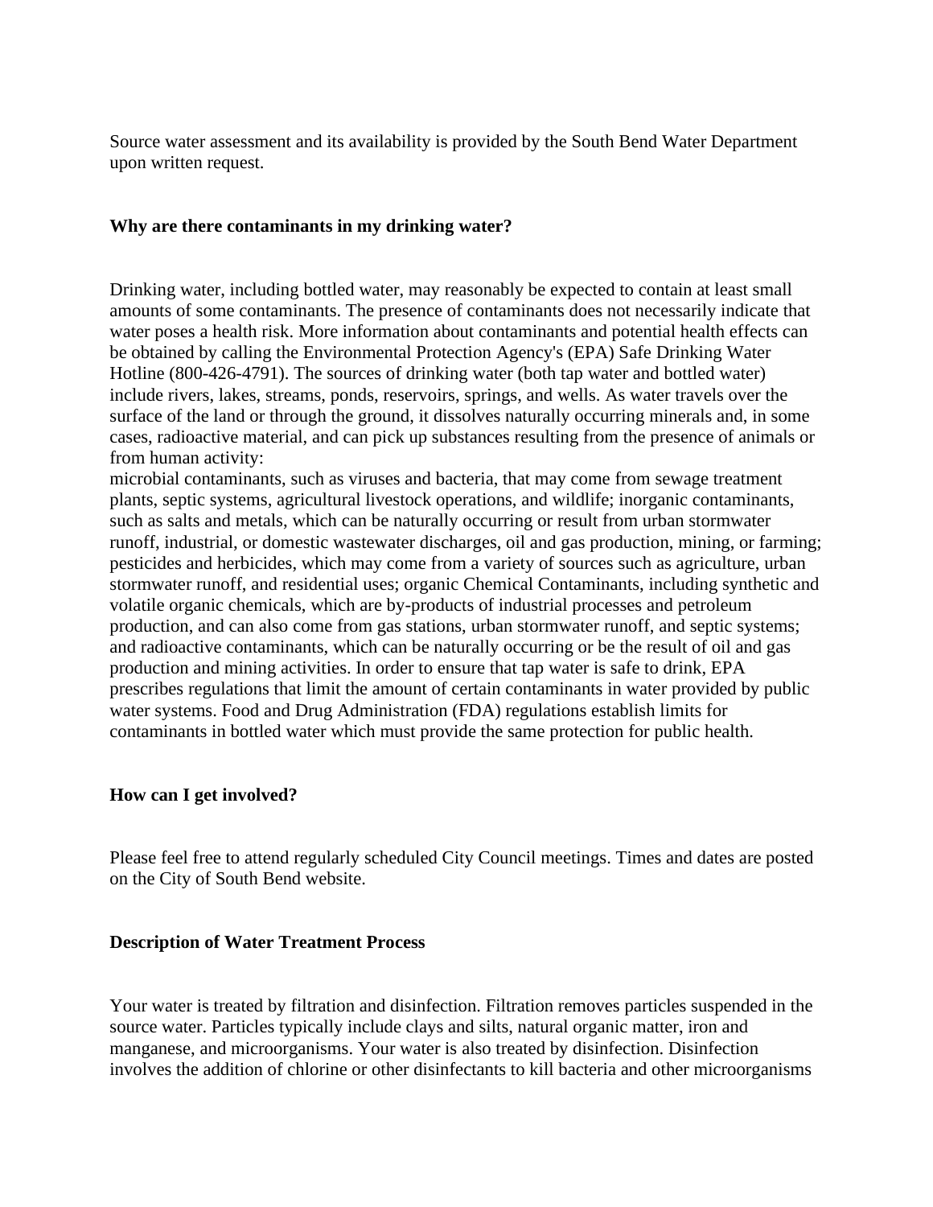Source water assessment and its availability is provided by the South Bend Water Department upon written request.

**Why are there contaminants in my drinking water?**

Drinking water, including bottled water, may reasonably be expected to contain at least small amounts of some contaminants. The presence of contaminants does not necessarily indicate that water poses a health risk. More information about contaminants and potential health effects can be obtained by calling the Environmental Protection Agency's (EPA) Safe Drinking Water Hotline (800-426-4791). The sources of drinking water (both tap water and bottled water) include rivers, lakes, streams, ponds, reservoirs, springs, and wells. As water travels over the surface of the land or through the ground, it dissolves naturally occurring minerals and, in some cases, radioactive material, and can pick up substances resulting from the presence of animals or from human activity:
microbial contaminants, such as viruses and bacteria, that may come from sewage treatment plants, septic systems, agricultural livestock operations, and wildlife; inorganic contaminants, such as salts and metals, which can be naturally occurring or result from urban stormwater runoff, industrial, or domestic wastewater discharges, oil and gas production, mining, or farming; pesticides and herbicides, which may come from a variety of sources such as agriculture, urban stormwater runoff, and residential uses; organic Chemical Contaminants, including synthetic and volatile organic chemicals, which are by-products of industrial processes and petroleum production, and can also come from gas stations, urban stormwater runoff, and septic systems; and radioactive contaminants, which can be naturally occurring or be the result of oil and gas production and mining activities. In order to ensure that tap water is safe to drink, EPA prescribes regulations that limit the amount of certain contaminants in water provided by public water systems. Food and Drug Administration (FDA) regulations establish limits for contaminants in bottled water which must provide the same protection for public health.

**How can I get involved?**

Please feel free to attend regularly scheduled City Council meetings. Times and dates are posted on the City of South Bend website.

**Description of Water Treatment Process**

Your water is treated by filtration and disinfection. Filtration removes particles suspended in the source water. Particles typically include clays and silts, natural organic matter, iron and manganese, and microorganisms. Your water is also treated by disinfection. Disinfection involves the addition of chlorine or other disinfectants to kill bacteria and other microorganisms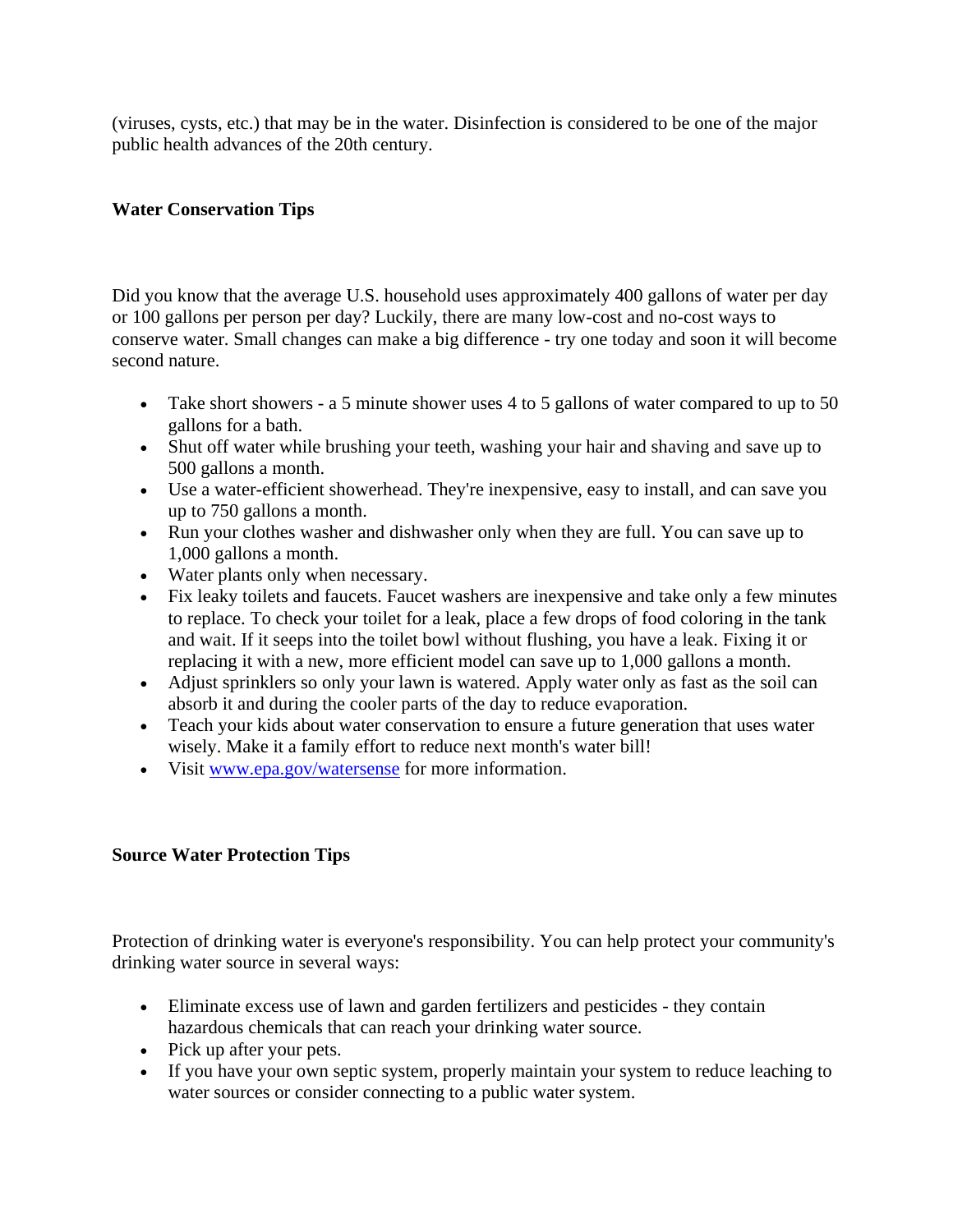(viruses, cysts, etc.) that may be in the water. Disinfection is considered to be one of the major public health advances of the 20th century.

**Water Conservation Tips**

Did you know that the average U.S. household uses approximately 400 gallons of water per day or 100 gallons per person per day? Luckily, there are many low-cost and no-cost ways to conserve water. Small changes can make a big difference - try one today and soon it will become second nature.

- Take short showers - a 5 minute shower uses 4 to 5 gallons of water compared to up to 50 gallons for a bath.
- Shut off water while brushing your teeth, washing your hair and shaving and save up to 500 gallons a month.
- Use a water-efficient showerhead. They're inexpensive, easy to install, and can save you up to 750 gallons a month.
- Run your clothes washer and dishwasher only when they are full. You can save up to 1,000 gallons a month.
- Water plants only when necessary.
- Fix leaky toilets and faucets. Faucet washers are inexpensive and take only a few minutes to replace. To check your toilet for a leak, place a few drops of food coloring in the tank and wait. If it seeps into the toilet bowl without flushing, you have a leak. Fixing it or replacing it with a new, more efficient model can save up to 1,000 gallons a month.
- Adjust sprinklers so only your lawn is watered. Apply water only as fast as the soil can absorb it and during the cooler parts of the day to reduce evaporation.
- Teach your kids about water conservation to ensure a future generation that uses water wisely. Make it a family effort to reduce next month's water bill!
- Visit [www.epa.gov/watersense](http://www.epa.gov/watersense) for more information.

**Source Water Protection Tips**

Protection of drinking water is everyone's responsibility. You can help protect your community's drinking water source in several ways:

- Eliminate excess use of lawn and garden fertilizers and pesticides - they contain hazardous chemicals that can reach your drinking water source.
- Pick up after your pets.
- If you have your own septic system, properly maintain your system to reduce leaching to water sources or consider connecting to a public water system.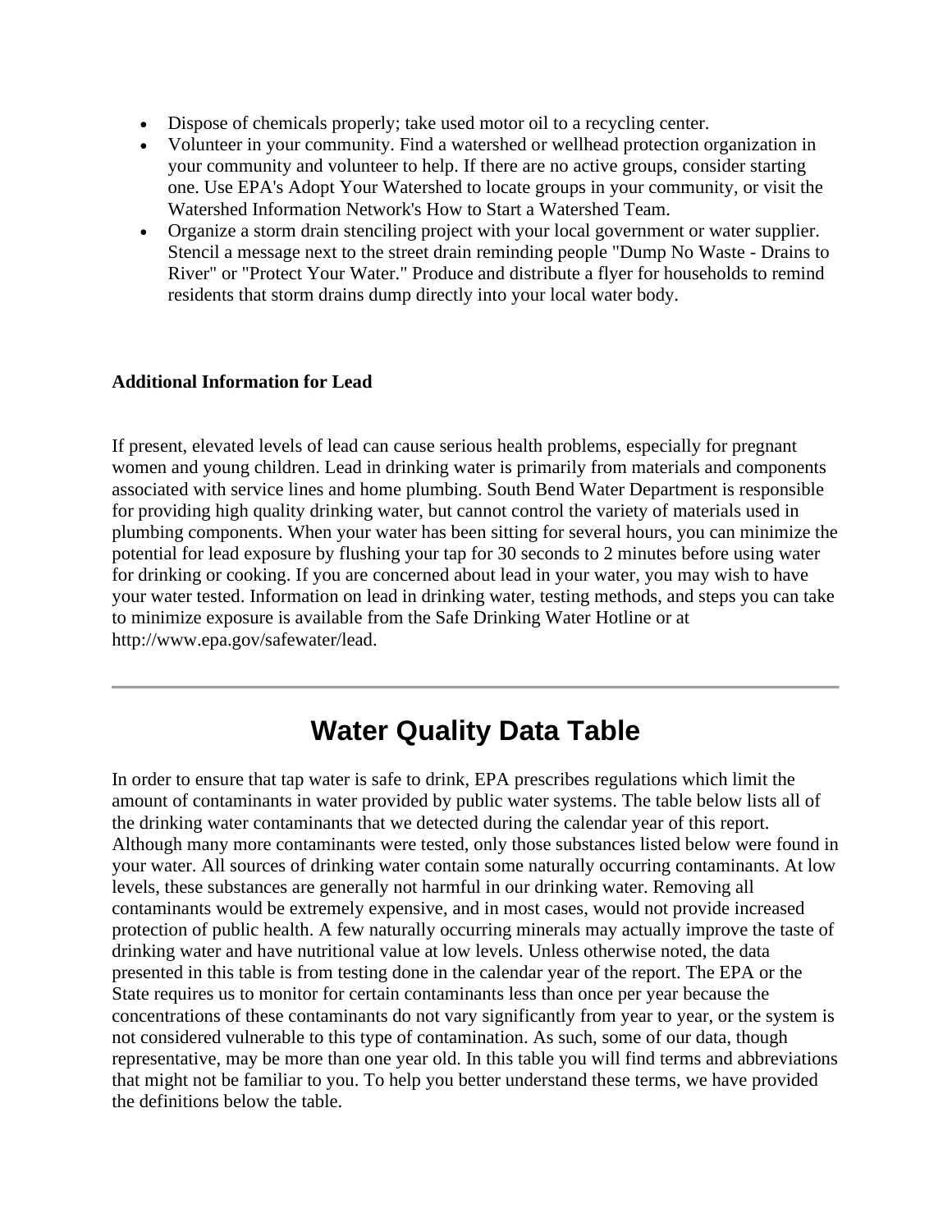- Dispose of chemicals properly; take used motor oil to a recycling center.
- Volunteer in your community. Find a watershed or wellhead protection organization in your community and volunteer to help. If there are no active groups, consider starting one. Use EPA's Adopt Your Watershed to locate groups in your community, or visit the Watershed Information Network's How to Start a Watershed Team.
- Organize a storm drain stenciling project with your local government or water supplier. Stencil a message next to the street drain reminding people "Dump No Waste - Drains to River" or "Protect Your Water." Produce and distribute a flyer for households to remind residents that storm drains dump directly into your local water body.

**Additional Information for Lead**

If present, elevated levels of lead can cause serious health problems, especially for pregnant women and young children. Lead in drinking water is primarily from materials and components associated with service lines and home plumbing. South Bend Water Department is responsible for providing high quality drinking water, but cannot control the variety of materials used in plumbing components. When your water has been sitting for several hours, you can minimize the potential for lead exposure by flushing your tap for 30 seconds to 2 minutes before using water for drinking or cooking. If you are concerned about lead in your water, you may wish to have your water tested. Information on lead in drinking water, testing methods, and steps you can take to minimize exposure is available from the Safe Drinking Water Hotline or at http://www.epa.gov/safewater/lead.

---

# Water Quality Data Table

In order to ensure that tap water is safe to drink, EPA prescribes regulations which limit the amount of contaminants in water provided by public water systems. The table below lists all of the drinking water contaminants that we detected during the calendar year of this report. Although many more contaminants were tested, only those substances listed below were found in your water. All sources of drinking water contain some naturally occurring contaminants. At low levels, these substances are generally not harmful in our drinking water. Removing all contaminants would be extremely expensive, and in most cases, would not provide increased protection of public health. A few naturally occurring minerals may actually improve the taste of drinking water and have nutritional value at low levels. Unless otherwise noted, the data presented in this table is from testing done in the calendar year of the report. The EPA or the State requires us to monitor for certain contaminants less than once per year because the concentrations of these contaminants do not vary significantly from year to year, or the system is not considered vulnerable to this type of contamination. As such, some of our data, though representative, may be more than one year old. In this table you will find terms and abbreviations that might not be familiar to you. To help you better understand these terms, we have provided the definitions below the table.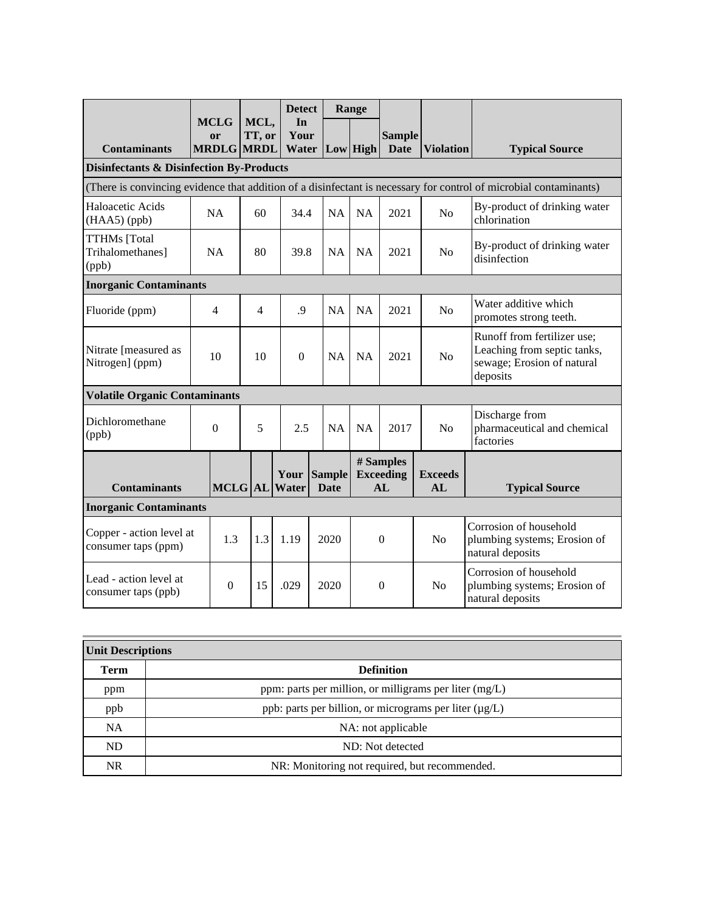| Contaminants | MCLG or MRDLG | MCL, TT, or MRDL | Detect In Your Water | Range Low | Range High | Sample Date | Violation | Typical Source |
|---|---|---|---|---|---|---|---|---|
| **Disinfectants & Disinfection By-Products** | | | | | | | | |
| (There is convincing evidence that addition of a disinfectant is necessary for control of microbial contaminants) | | | | | | | | |
| Haloacetic Acids (HAA5) (ppb) | NA | 60 | 34.4 | NA | NA | 2021 | No | By-product of drinking water chlorination |
| TTHMs [Total Trihalomethanes] (ppb) | NA | 80 | 39.8 | NA | NA | 2021 | No | By-product of drinking water disinfection |
| **Inorganic Contaminants** | | | | | | | | |
| Fluoride (ppm) | 4 | 4 | .9 | NA | NA | 2021 | No | Water additive which promotes strong teeth. |
| Nitrate [measured as Nitrogen] (ppm) | 10 | 10 | 0 | NA | NA | 2021 | No | Runoff from fertilizer use; Leaching from septic tanks, sewage; Erosion of natural deposits |
| **Volatile Organic Contaminants** | | | | | | | | |
| Dichloromethane (ppb) | 0 | 5 | 2.5 | NA | NA | 2017 | No | Discharge from pharmaceutical and chemical factories |

| Contaminants | MCLG | AL | Your Water | Sample Date | # Samples Exceeding AL | Exceeds AL | Typical Source |
|---|---|---|---|---|---|---|---|
| **Inorganic Contaminants** | | | | | | | |
| Copper - action level at consumer taps (ppm) | 1.3 | 1.3 | 1.19 | 2020 | 0 | No | Corrosion of household plumbing systems; Erosion of natural deposits |
| Lead - action level at consumer taps (ppb) | 0 | 15 | .029 | 2020 | 0 | No | Corrosion of household plumbing systems; Erosion of natural deposits |

| Unit Descriptions | |
|---|---|
| **Term** | **Definition** |
| ppm | ppm: parts per million, or milligrams per liter (mg/L) |
| ppb | ppb: parts per billion, or micrograms per liter (µg/L) |
| NA | NA: not applicable |
| ND | ND: Not detected |
| NR | NR: Monitoring not required, but recommended. |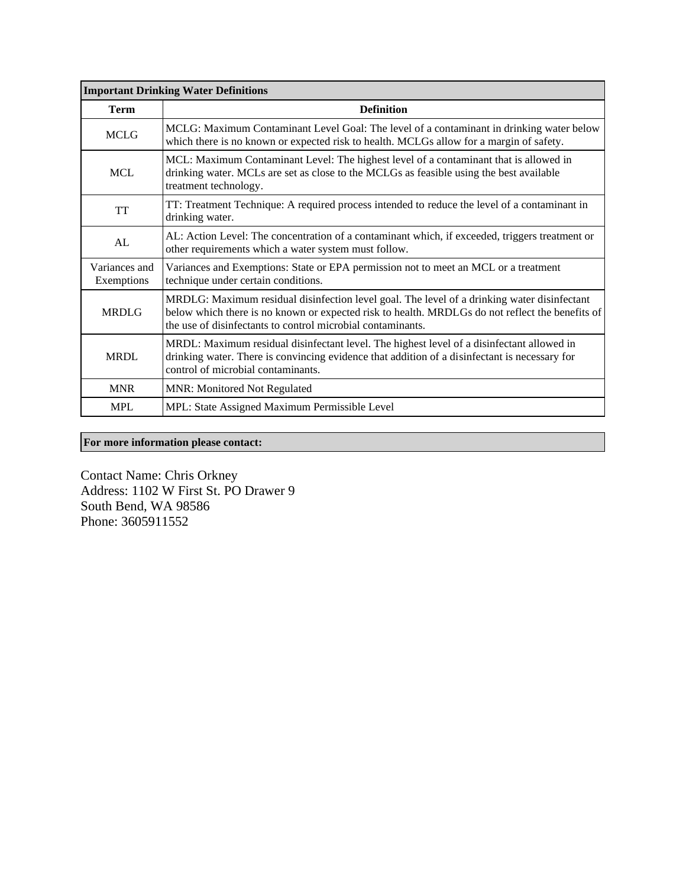| Important Drinking Water Definitions | |
|---|---|
| **Term** | **Definition** |
| MCLG | MCLG: Maximum Contaminant Level Goal: The level of a contaminant in drinking water below which there is no known or expected risk to health. MCLGs allow for a margin of safety. |
| MCL | MCL: Maximum Contaminant Level: The highest level of a contaminant that is allowed in drinking water. MCLs are set as close to the MCLGs as feasible using the best available treatment technology. |
| TT | TT: Treatment Technique: A required process intended to reduce the level of a contaminant in drinking water. |
| AL | AL: Action Level: The concentration of a contaminant which, if exceeded, triggers treatment or other requirements which a water system must follow. |
| Variances and Exemptions | Variances and Exemptions: State or EPA permission not to meet an MCL or a treatment technique under certain conditions. |
| MRDLG | MRDLG: Maximum residual disinfection level goal. The level of a drinking water disinfectant below which there is no known or expected risk to health. MRDLGs do not reflect the benefits of the use of disinfectants to control microbial contaminants. |
| MRDL | MRDL: Maximum residual disinfectant level. The highest level of a disinfectant allowed in drinking water. There is convincing evidence that addition of a disinfectant is necessary for control of microbial contaminants. |
| MNR | MNR: Monitored Not Regulated |
| MPL | MPL: State Assigned Maximum Permissible Level |

**For more information please contact:**

Contact Name: Chris Orkney
Address: 1102 W First St. PO Drawer 9
South Bend, WA 98586
Phone: 3605911552